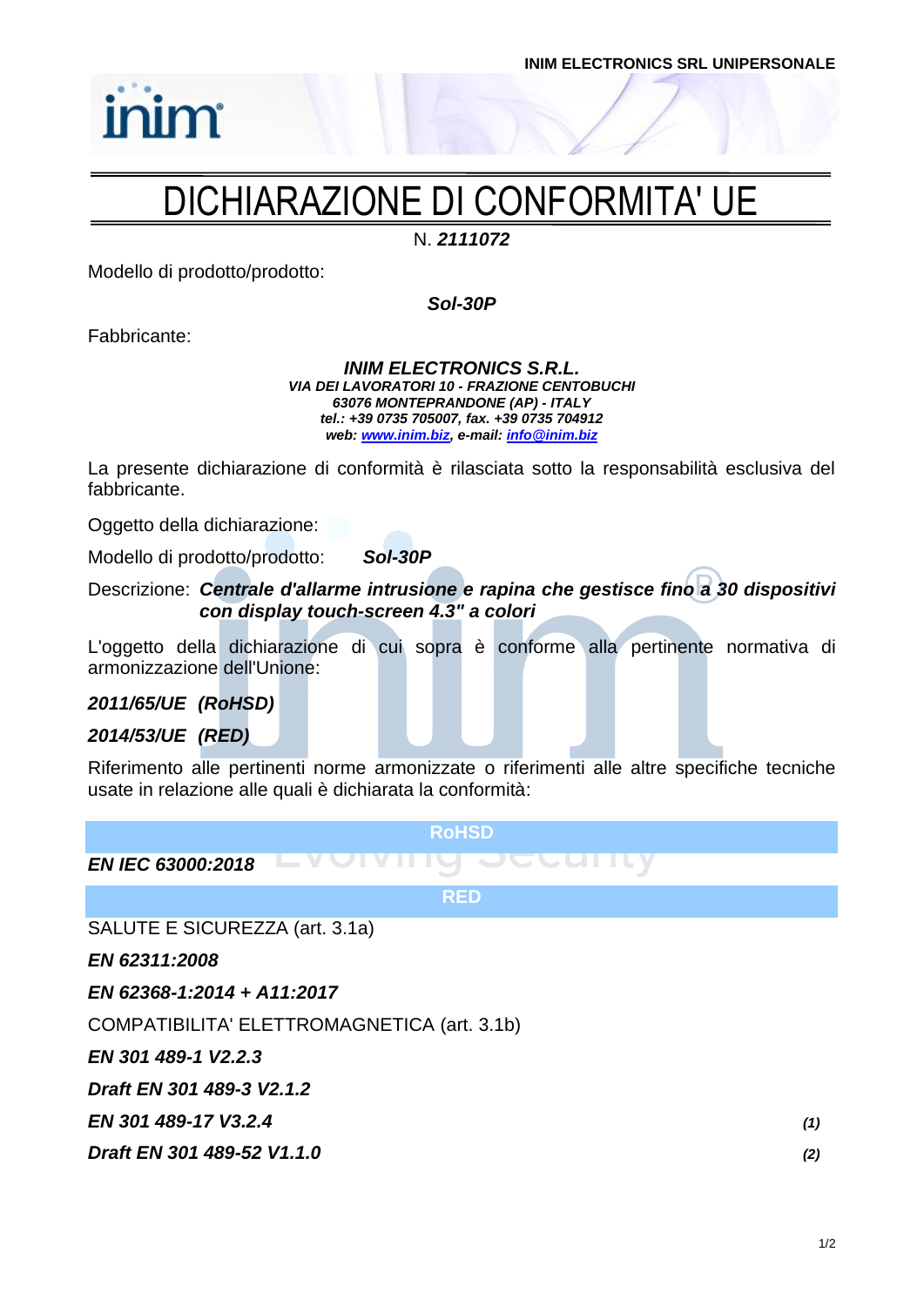INIM ELECTRONICS SRL UNIPERSONALE

# DICHIARAZIONE DI CONFORMITA' UE

N. ***2111072***

Modello di prodotto/prodotto:

***Sol-30P***

Fabbricante:

***INIM ELECTRONICS S.R.L.***
***VIA DEI LAVORATORI 10 - FRAZIONE CENTOBUCHI***
***63076 MONTEPRANDONE (AP) - ITALY***
***tel.: +39 0735 705007, fax. +39 0735 704912***
***web: www.inim.biz, e-mail: info@inim.biz***

La presente dichiarazione di conformità è rilasciata sotto la responsabilità esclusiva del fabbricante.

Oggetto della dichiarazione:

Modello di prodotto/prodotto: ***Sol-30P***

Descrizione: ***Centrale d'allarme intrusione e rapina che gestisce fino a 30 dispositivi con display touch-screen 4.3" a colori***

L'oggetto della dichiarazione di cui sopra è conforme alla pertinente normativa di armonizzazione dell'Unione:

***2011/65/UE (RoHSD)***

***2014/53/UE (RED)***

Riferimento alle pertinenti norme armonizzate o riferimenti alle altre specifiche tecniche usate in relazione alle quali è dichiarata la conformità:

**RoHSD**

***EN IEC 63000:2018***

**RED**

SALUTE E SICUREZZA (art. 3.1a)

***EN 62311:2008***

***EN 62368-1:2014 + A11:2017***

COMPATIBILITA' ELETTROMAGNETICA (art. 3.1b)

***EN 301 489-1 V2.2.3***

***Draft EN 301 489-3 V2.1.2***

***EN 301 489-17 V3.2.4*** ***(1)***

***Draft EN 301 489-52 V1.1.0*** ***(2)***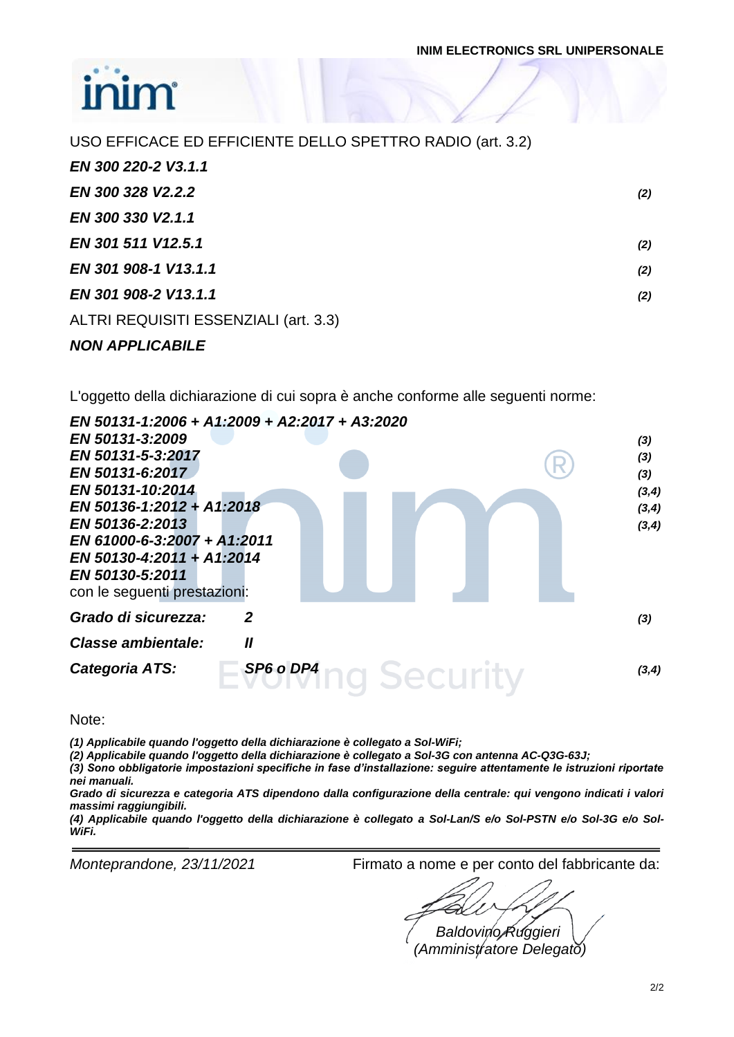USO EFFICACE ED EFFICIENTE DELLO SPETTRO RADIO (art. 3.2)

| | |
|---|---|
| ***EN 300 220-2 V3.1.1*** | |
| ***EN 300 328 V2.2.2*** | *(2)* |
| ***EN 300 330 V2.1.1*** | |
| ***EN 301 511 V12.5.1*** | *(2)* |
| ***EN 301 908-1 V13.1.1*** | *(2)* |
| ***EN 301 908-2 V13.1.1*** | *(2)* |

ALTRI REQUISITI ESSENZIALI (art. 3.3)

***NON APPLICABILE***

L'oggetto della dichiarazione di cui sopra è anche conforme alle seguenti norme:

| | |
|---|---|
| ***EN 50131-1:2006 + A1:2009 + A2:2017 + A3:2020*** | |
| ***EN 50131-3:2009*** | *(3)* |
| ***EN 50131-5-3:2017*** | *(3)* |
| ***EN 50131-6:2017*** | *(3)* |
| ***EN 50131-10:2014*** | *(3,4)* |
| ***EN 50136-1:2012 + A1:2018*** | *(3,4)* |
| ***EN 50136-2:2013*** | *(3,4)* |
| ***EN 61000-6-3:2007 + A1:2011*** | |
| ***EN 50130-4:2011 + A1:2014*** | |
| ***EN 50130-5:2011*** | |

con le seguenti prestazioni:

| | | |
|---|---|---|
| ***Grado di sicurezza:*** | ***2*** | *(3)* |
| ***Classe ambientale:*** | ***II*** | |
| ***Categoria ATS:*** | ***SP6 o DP4*** | *(3,4)* |

Note:

***(1) Applicabile quando l'oggetto della dichiarazione è collegato a Sol-WiFi;***

***(2) Applicabile quando l'oggetto della dichiarazione è collegato a Sol-3G con antenna AC-Q3G-63J;***

***(3) Sono obbligatorie impostazioni specifiche in fase d'installazione: seguire attentamente le istruzioni riportate nei manuali.***

***Grado di sicurezza e categoria ATS dipendono dalla configurazione della centrale: qui vengono indicati i valori massimi raggiungibili.***

***(4) Applicabile quando l'oggetto della dichiarazione è collegato a Sol-Lan/S e/o Sol-PSTN e/o Sol-3G e/o Sol-WiFi.***

---

*Monteprandone, 23/11/2021*

Firmato a nome e per conto del fabbricante da:

*Baldovino Ruggieri*
*(Amministratore Delegato)*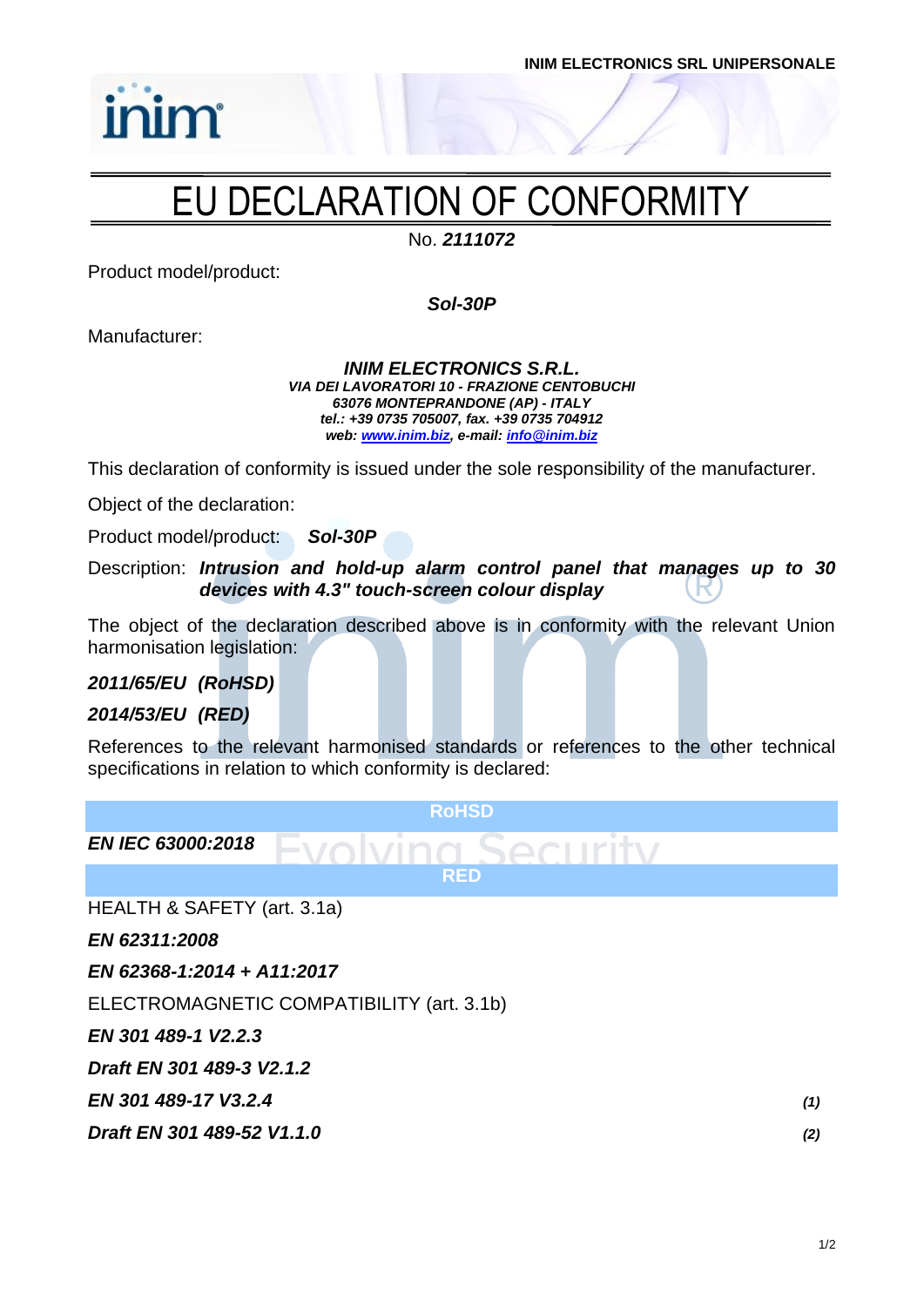INIM ELECTRONICS SRL UNIPERSONALE

# EU DECLARATION OF CONFORMITY

No. ***2111072***

Product model/product:

***Sol-30P***

Manufacturer:

***INIM ELECTRONICS S.R.L.***
***VIA DEI LAVORATORI 10 - FRAZIONE CENTOBUCHI***
***63076 MONTEPRANDONE (AP) - ITALY***
***tel.: +39 0735 705007, fax. +39 0735 704912***
***web: www.inim.biz, e-mail: info@inim.biz***

This declaration of conformity is issued under the sole responsibility of the manufacturer.

Object of the declaration:

Product model/product: ***Sol-30P***

Description: ***Intrusion and hold-up alarm control panel that manages up to 30 devices with 4.3" touch-screen colour display***

The object of the declaration described above is in conformity with the relevant Union harmonisation legislation:

***2011/65/EU (RoHSD)***

***2014/53/EU (RED)***

References to the relevant harmonised standards or references to the other technical specifications in relation to which conformity is declared:

**RoHSD**

***EN IEC 63000:2018***

**RED**

HEALTH & SAFETY (art. 3.1a)

***EN 62311:2008***

***EN 62368-1:2014 + A11:2017***

ELECTROMAGNETIC COMPATIBILITY (art. 3.1b)

***EN 301 489-1 V2.2.3***

***Draft EN 301 489-3 V2.1.2***

***EN 301 489-17 V3.2.4*** ***(1)***

***Draft EN 301 489-52 V1.1.0*** ***(2)***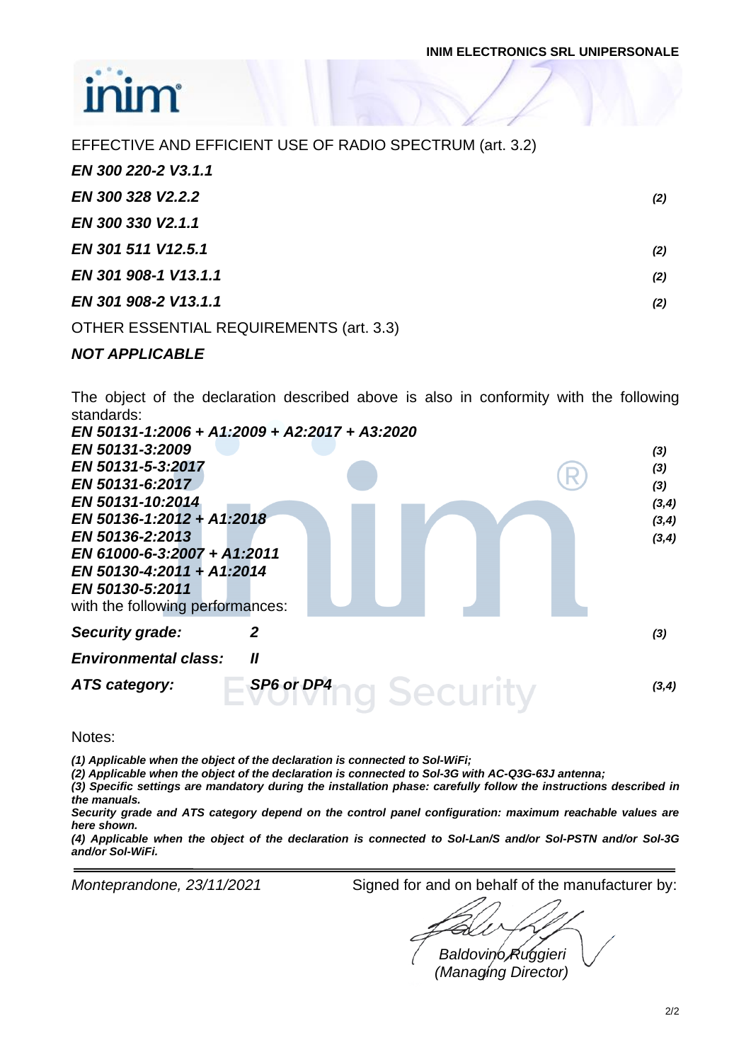EFFECTIVE AND EFFICIENT USE OF RADIO SPECTRUM (art. 3.2)

| | |
|---|---|
| ***EN 300 220-2 V3.1.1*** | |
| ***EN 300 328 V2.2.2*** | *(2)* |
| ***EN 300 330 V2.1.1*** | |
| ***EN 301 511 V12.5.1*** | *(2)* |
| ***EN 301 908-1 V13.1.1*** | *(2)* |
| ***EN 301 908-2 V13.1.1*** | *(2)* |

OTHER ESSENTIAL REQUIREMENTS (art. 3.3)

***NOT APPLICABLE***

The object of the declaration described above is also in conformity with the following standards:

| | |
|---|---|
| ***EN 50131-1:2006 + A1:2009 + A2:2017 + A3:2020*** | |
| ***EN 50131-3:2009*** | *(3)* |
| ***EN 50131-5-3:2017*** | *(3)* |
| ***EN 50131-6:2017*** | *(3)* |
| ***EN 50131-10:2014*** | *(3,4)* |
| ***EN 50136-1:2012 + A1:2018*** | *(3,4)* |
| ***EN 50136-2:2013*** | *(3,4)* |
| ***EN 61000-6-3:2007 + A1:2011*** | |
| ***EN 50130-4:2011 + A1:2014*** | |
| ***EN 50130-5:2011*** | |

with the following performances:

| | | |
|---|---|---|
| ***Security grade:*** | ***2*** | *(3)* |
| ***Environmental class:*** | ***II*** | |
| ***ATS category:*** | ***SP6 or DP4*** | *(3,4)* |

Notes:

***(1) Applicable when the object of the declaration is connected to Sol-WiFi;***
***(2) Applicable when the object of the declaration is connected to Sol-3G with AC-Q3G-63J antenna;***
***(3) Specific settings are mandatory during the installation phase: carefully follow the instructions described in the manuals.***
***Security grade and ATS category depend on the control panel configuration: maximum reachable values are here shown.***
***(4) Applicable when the object of the declaration is connected to Sol-Lan/S and/or Sol-PSTN and/or Sol-3G and/or Sol-WiFi.***

*Monteprandone, 23/11/2021*

Signed for and on behalf of the manufacturer by:

*Baldovino Ruggieri*
*(Managing Director)*